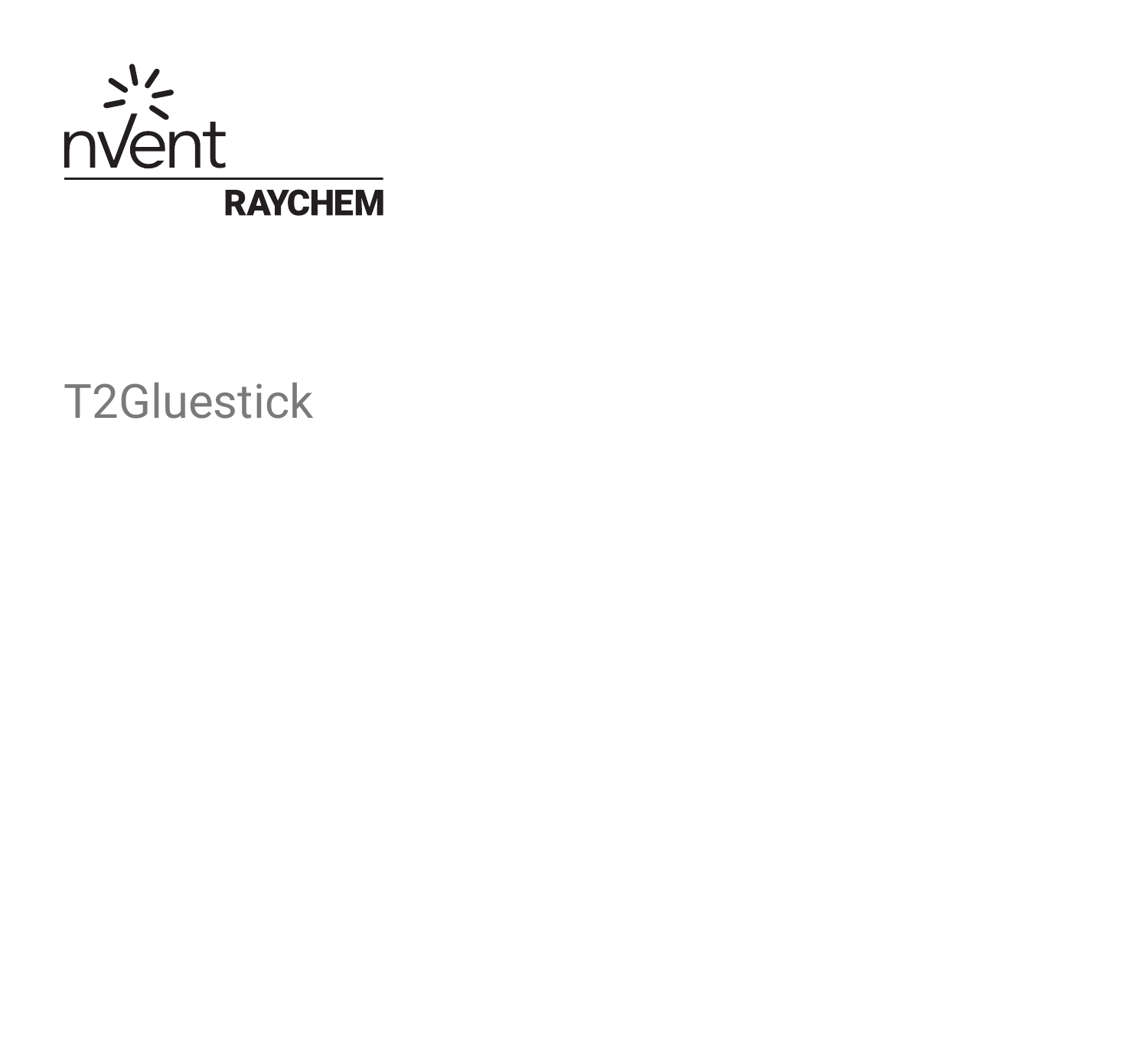nVent RAYCHEM

# T2Gluestick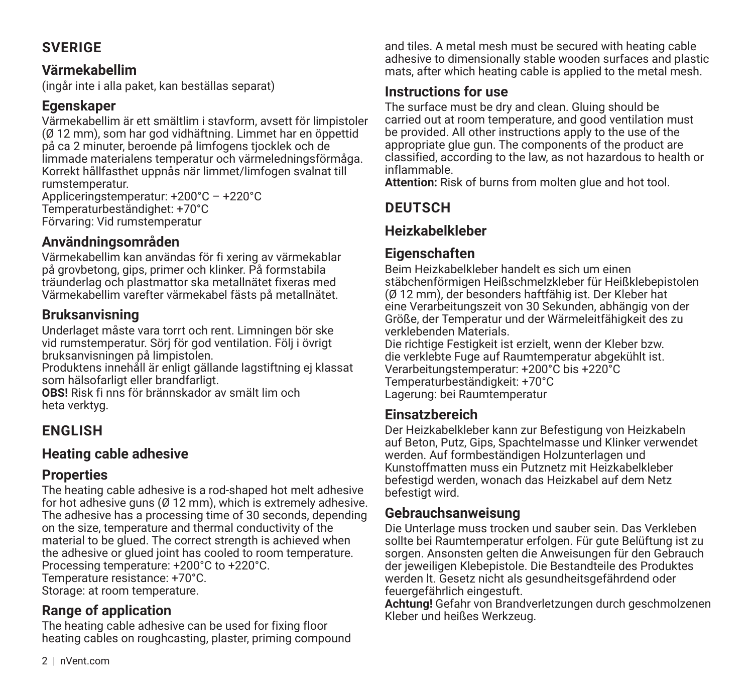## SVERIGE

### Värmekabellim

(ingår inte i alla paket, kan beställas separat)

### Egenskaper

Värmekabellim är ett smältlim i stavform, avsett för limpistoler (Ø 12 mm), som har god vidhäftning. Limmet har en öppettid på ca 2 minuter, beroende på limfogens tjocklek och de limmade materialens temperatur och värmeledningsförmåga. Korrekt hållfasthet uppnås när limmet/limfogen svalnat till rumstemperatur.
Appliceringstemperatur: +200°C – +220°C
Temperaturbeständighet: +70°C
Förvaring: Vid rumstemperatur

### Användningsområden

Värmekabellim kan användas för fi xering av värmekablar på grovbetong, gips, primer och klinker. På formstabila träunderlag och plastmattor ska metallnätet fixeras med Värmekabellim varefter värmekabel fästs på metallnätet.

### Bruksanvisning

Underlaget måste vara torrt och rent. Limningen bör ske vid rumstemperatur. Sörj för god ventilation. Följ i övrigt bruksanvisningen på limpistolen.
Produktens innehåll är enligt gällande lagstiftning ej klassat som hälsofarligt eller brandfarligt.
**OBS!** Risk fi nns för brännskador av smält lim och heta verktyg.

## ENGLISH

### Heating cable adhesive

### Properties

The heating cable adhesive is a rod-shaped hot melt adhesive for hot adhesive guns (Ø 12 mm), which is extremely adhesive. The adhesive has a processing time of 30 seconds, depending on the size, temperature and thermal conductivity of the material to be glued. The correct strength is achieved when the adhesive or glued joint has cooled to room temperature.
Processing temperature: +200°C to +220°C.
Temperature resistance: +70°C.
Storage: at room temperature.

### Range of application

The heating cable adhesive can be used for fixing floor heating cables on roughcasting, plaster, priming compound and tiles. A metal mesh must be secured with heating cable adhesive to dimensionally stable wooden surfaces and plastic mats, after which heating cable is applied to the metal mesh.

### Instructions for use

The surface must be dry and clean. Gluing should be carried out at room temperature, and good ventilation must be provided. All other instructions apply to the use of the appropriate glue gun. The components of the product are classified, according to the law, as not hazardous to health or inflammable.
**Attention:** Risk of burns from molten glue and hot tool.

## DEUTSCH

### Heizkabelkleber

### Eigenschaften

Beim Heizkabelkleber handelt es sich um einen stäbchenförmigen Heißschmelzkleber für Heißklebepistolen (Ø 12 mm), der besonders haftfähig ist. Der Kleber hat eine Verarbeitungszeit von 30 Sekunden, abhängig von der Größe, der Temperatur und der Wärmeleitfähigkeit des zu verklebenden Materials.
Die richtige Festigkeit ist erzielt, wenn der Kleber bzw. die verklebte Fuge auf Raumtemperatur abgekühlt ist.
Verarbeitungstemperatur: +200°C bis +220°C
Temperaturbeständigkeit: +70°C
Lagerung: bei Raumtemperatur

### Einsatzbereich

Der Heizkabelkleber kann zur Befestigung von Heizkabeln auf Beton, Putz, Gips, Spachtelmasse und Klinker verwendet werden. Auf formbeständigen Holzunterlagen und Kunststoffmatten muss ein Putznetz mit Heizkabelkleber befestigd werden, wonach das Heizkabel auf dem Netz befestigt wird.

### Gebrauchsanweisung

Die Unterlage muss trocken und sauber sein. Das Verkleben sollte bei Raumtemperatur erfolgen. Für gute Belüftung ist zu sorgen. Ansonsten gelten die Anweisungen für den Gebrauch der jeweiligen Klebepistole. Die Bestandteile des Produktes werden lt. Gesetz nicht als gesundheitsgefährdend oder feuergefährlich eingestuft.
**Achtung!** Gefahr von Brandverletzungen durch geschmolzenen Kleber und heißes Werkzeug.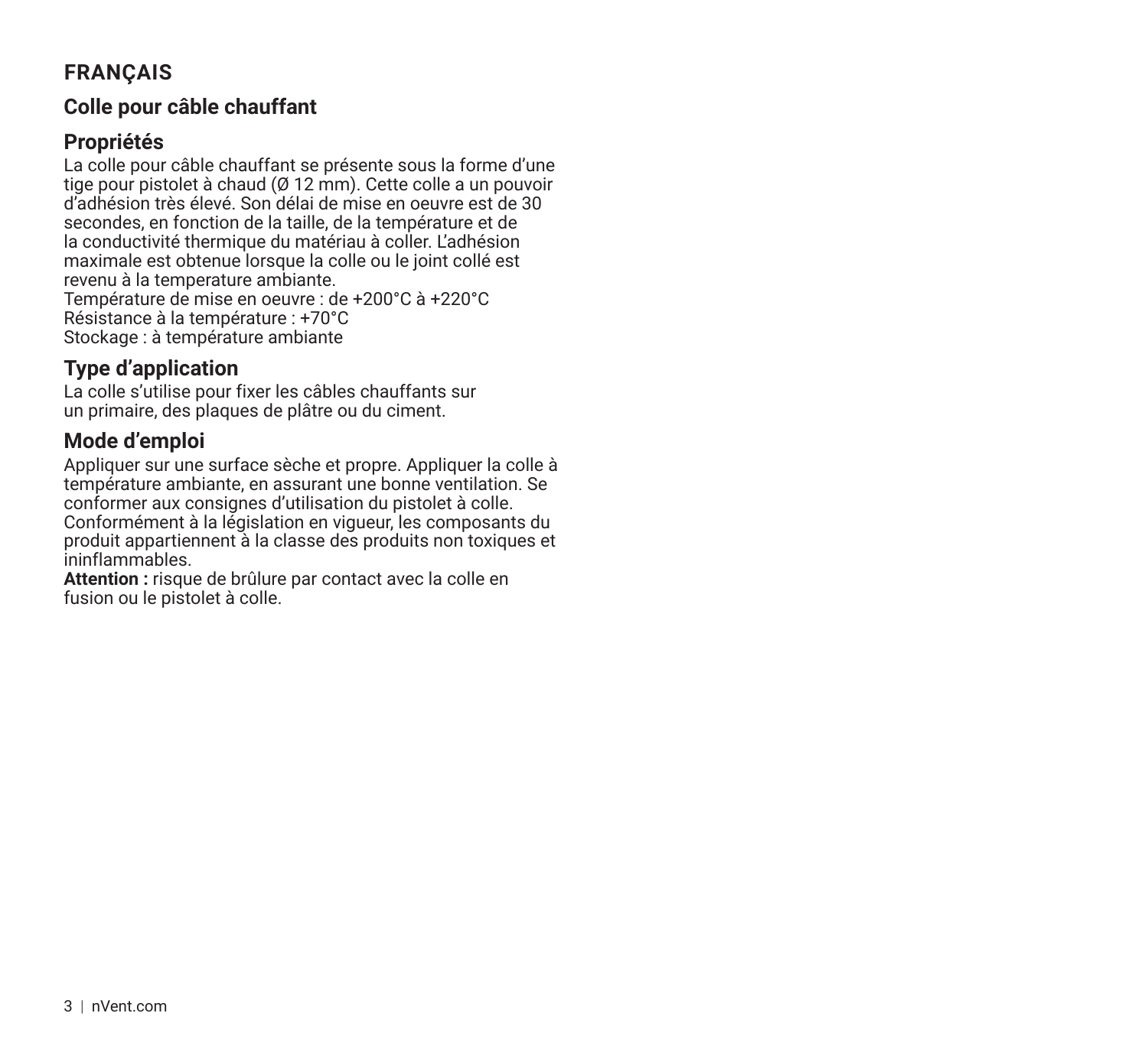## FRANÇAIS

### Colle pour câble chauffant

### Propriétés

La colle pour câble chauffant se présente sous la forme d'une tige pour pistolet à chaud (Ø 12 mm). Cette colle a un pouvoir d'adhésion très élevé. Son délai de mise en oeuvre est de 30 secondes, en fonction de la taille, de la température et de la conductivité thermique du matériau à coller. L'adhésion maximale est obtenue lorsque la colle ou le joint collé est revenu à la temperature ambiante.
Température de mise en oeuvre : de +200°C à +220°C
Résistance à la température : +70°C
Stockage : à température ambiante

### Type d'application

La colle s'utilise pour fixer les câbles chauffants sur un primaire, des plaques de plâtre ou du ciment.

### Mode d'emploi

Appliquer sur une surface sèche et propre. Appliquer la colle à température ambiante, en assurant une bonne ventilation. Se conformer aux consignes d'utilisation du pistolet à colle. Conformément à la législation en vigueur, les composants du produit appartiennent à la classe des produits non toxiques et ininflammables.
**Attention :** risque de brûlure par contact avec la colle en fusion ou le pistolet à colle.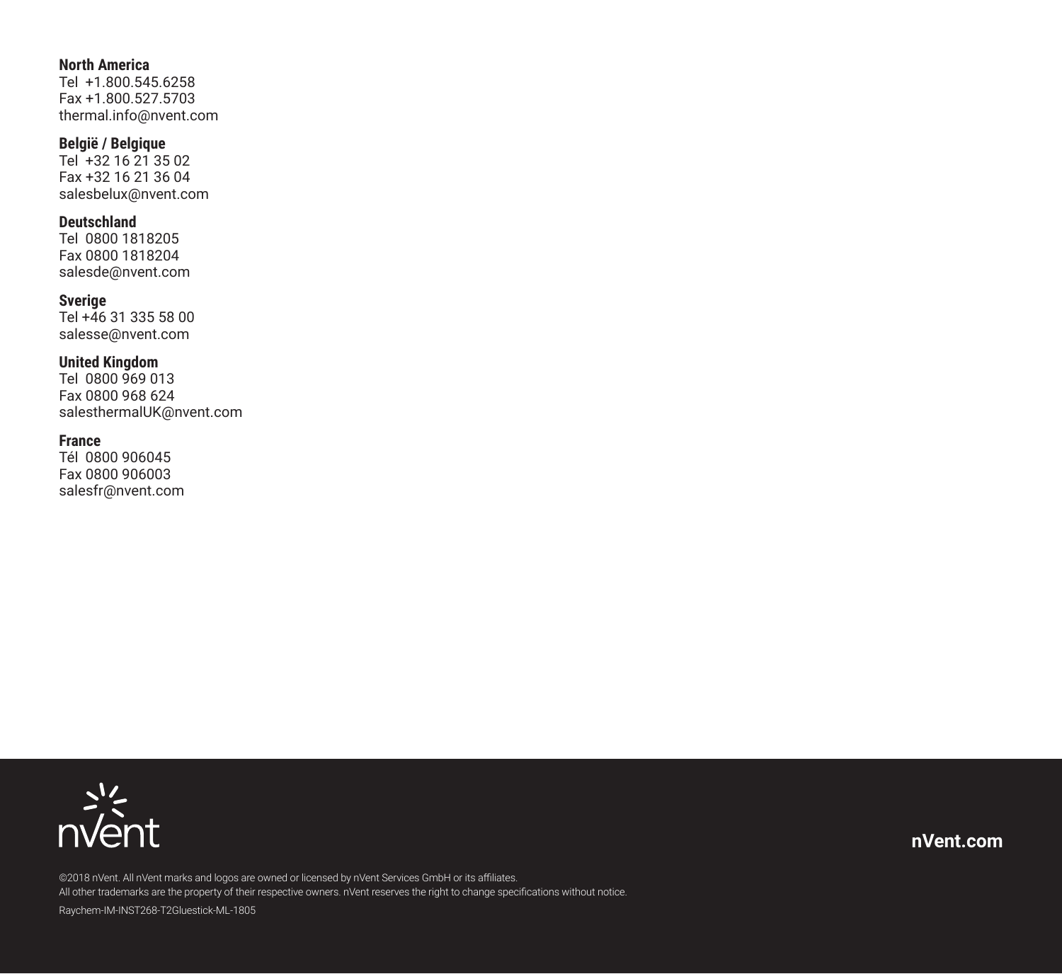**North America**
Tel +1.800.545.6258
Fax +1.800.527.5703
thermal.info@nvent.com

**België / Belgique**
Tel +32 16 21 35 02
Fax +32 16 21 36 04
salesbelux@nvent.com

**Deutschland**
Tel 0800 1818205
Fax 0800 1818204
salesde@nvent.com

**Sverige**
Tel +46 31 335 58 00
salesse@nvent.com

**United Kingdom**
Tel 0800 969 013
Fax 0800 968 624
salesthermalUK@nvent.com

**France**
Tél 0800 906045
Fax 0800 906003
salesfr@nvent.com

nVent

**nVent.com**

©2018 nVent. All nVent marks and logos are owned or licensed by nVent Services GmbH or its affiliates.
All other trademarks are the property of their respective owners. nVent reserves the right to change specifications without notice.

Raychem-IM-INST268-T2Gluestick-ML-1805